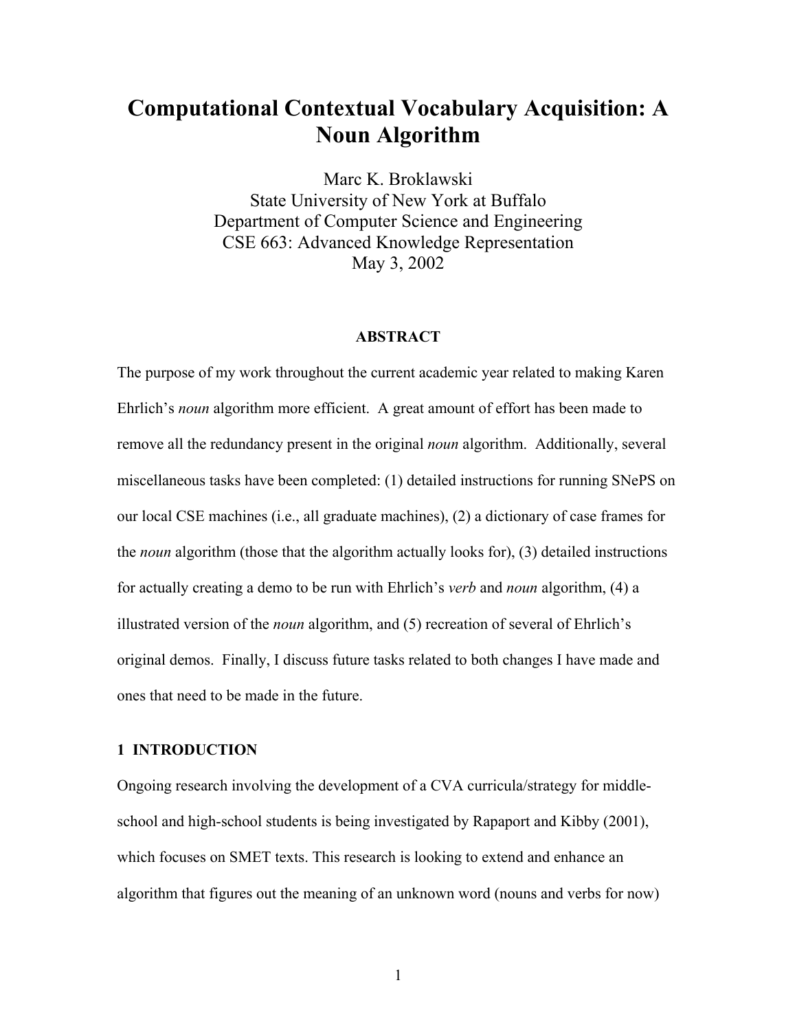# Computational Contextual Vocabulary Acquisition: A Noun Algorithm

Marc K. Broklawski
State University of New York at Buffalo
Department of Computer Science and Engineering
CSE 663: Advanced Knowledge Representation
May 3, 2002

### ABSTRACT

The purpose of my work throughout the current academic year related to making Karen Ehrlich's *noun* algorithm more efficient. A great amount of effort has been made to remove all the redundancy present in the original *noun* algorithm. Additionally, several miscellaneous tasks have been completed: (1) detailed instructions for running SNePS on our local CSE machines (i.e., all graduate machines), (2) a dictionary of case frames for the *noun* algorithm (those that the algorithm actually looks for), (3) detailed instructions for actually creating a demo to be run with Ehrlich's *verb* and *noun* algorithm, (4) a illustrated version of the *noun* algorithm, and (5) recreation of several of Ehrlich's original demos. Finally, I discuss future tasks related to both changes I have made and ones that need to be made in the future.

## 1 INTRODUCTION

Ongoing research involving the development of a CVA curricula/strategy for middle-school and high-school students is being investigated by Rapaport and Kibby (2001), which focuses on SMET texts. This research is looking to extend and enhance an algorithm that figures out the meaning of an unknown word (nouns and verbs for now)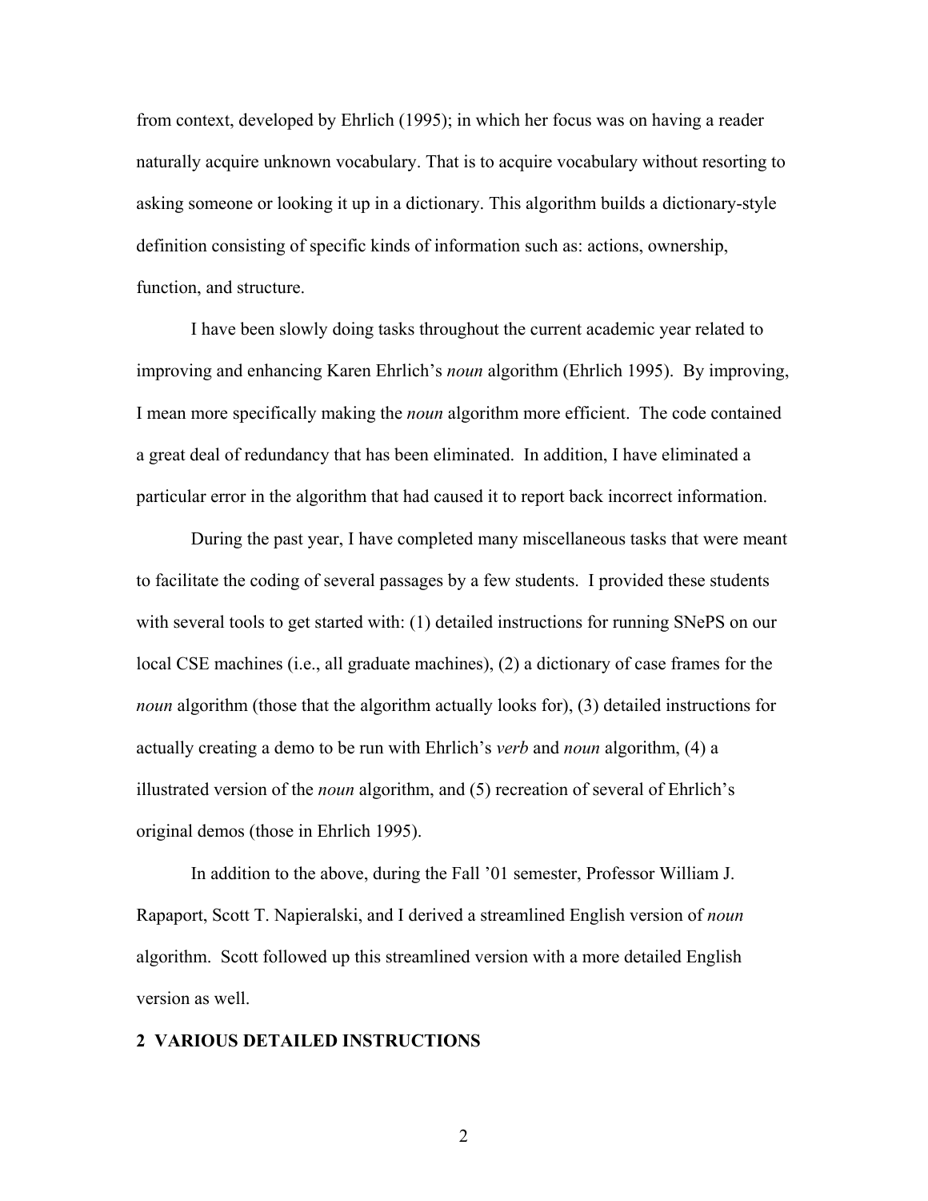from context, developed by Ehrlich (1995); in which her focus was on having a reader naturally acquire unknown vocabulary. That is to acquire vocabulary without resorting to asking someone or looking it up in a dictionary. This algorithm builds a dictionary-style definition consisting of specific kinds of information such as: actions, ownership, function, and structure.

I have been slowly doing tasks throughout the current academic year related to improving and enhancing Karen Ehrlich's *noun* algorithm (Ehrlich 1995). By improving, I mean more specifically making the *noun* algorithm more efficient. The code contained a great deal of redundancy that has been eliminated. In addition, I have eliminated a particular error in the algorithm that had caused it to report back incorrect information.

During the past year, I have completed many miscellaneous tasks that were meant to facilitate the coding of several passages by a few students. I provided these students with several tools to get started with: (1) detailed instructions for running SNePS on our local CSE machines (i.e., all graduate machines), (2) a dictionary of case frames for the *noun* algorithm (those that the algorithm actually looks for), (3) detailed instructions for actually creating a demo to be run with Ehrlich's *verb* and *noun* algorithm, (4) a illustrated version of the *noun* algorithm, and (5) recreation of several of Ehrlich's original demos (those in Ehrlich 1995).

In addition to the above, during the Fall '01 semester, Professor William J. Rapaport, Scott T. Napieralski, and I derived a streamlined English version of *noun* algorithm. Scott followed up this streamlined version with a more detailed English version as well.

## 2 VARIOUS DETAILED INSTRUCTIONS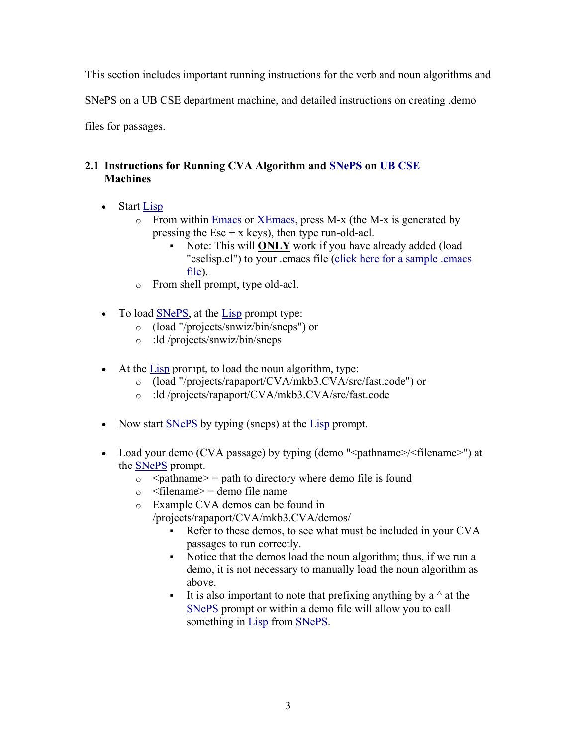This section includes important running instructions for the verb and noun algorithms and SNePS on a UB CSE department machine, and detailed instructions on creating .demo files for passages.

## 2.1 Instructions for Running CVA Algorithm and SNePS on UB CSE Machines

- Start Lisp
  - From within Emacs or XEmacs, press M-x (the M-x is generated by pressing the Esc + x keys), then type run-old-acl.
    - Note: This will **ONLY** work if you have already added (load "cselisp.el") to your .emacs file (click here for a sample .emacs file).
  - From shell prompt, type old-acl.

- To load SNePS, at the Lisp prompt type:
  - (load "/projects/snwiz/bin/sneps") or
  - :ld /projects/snwiz/bin/sneps

- At the Lisp prompt, to load the noun algorithm, type:
  - (load "/projects/rapaport/CVA/mkb3.CVA/src/fast.code") or
  - :ld /projects/rapaport/CVA/mkb3.CVA/src/fast.code

- Now start SNePS by typing (sneps) at the Lisp prompt.

- Load your demo (CVA passage) by typing (demo "<pathname>/<filename>") at the SNePS prompt.
  - <pathname> = path to directory where demo file is found
  - <filename> = demo file name
  - Example CVA demos can be found in /projects/rapaport/CVA/mkb3.CVA/demos/
    - Refer to these demos, to see what must be included in your CVA passages to run correctly.
    - Notice that the demos load the noun algorithm; thus, if we run a demo, it is not necessary to manually load the noun algorithm as above.
    - It is also important to note that prefixing anything by a ^ at the SNePS prompt or within a demo file will allow you to call something in Lisp from SNePS.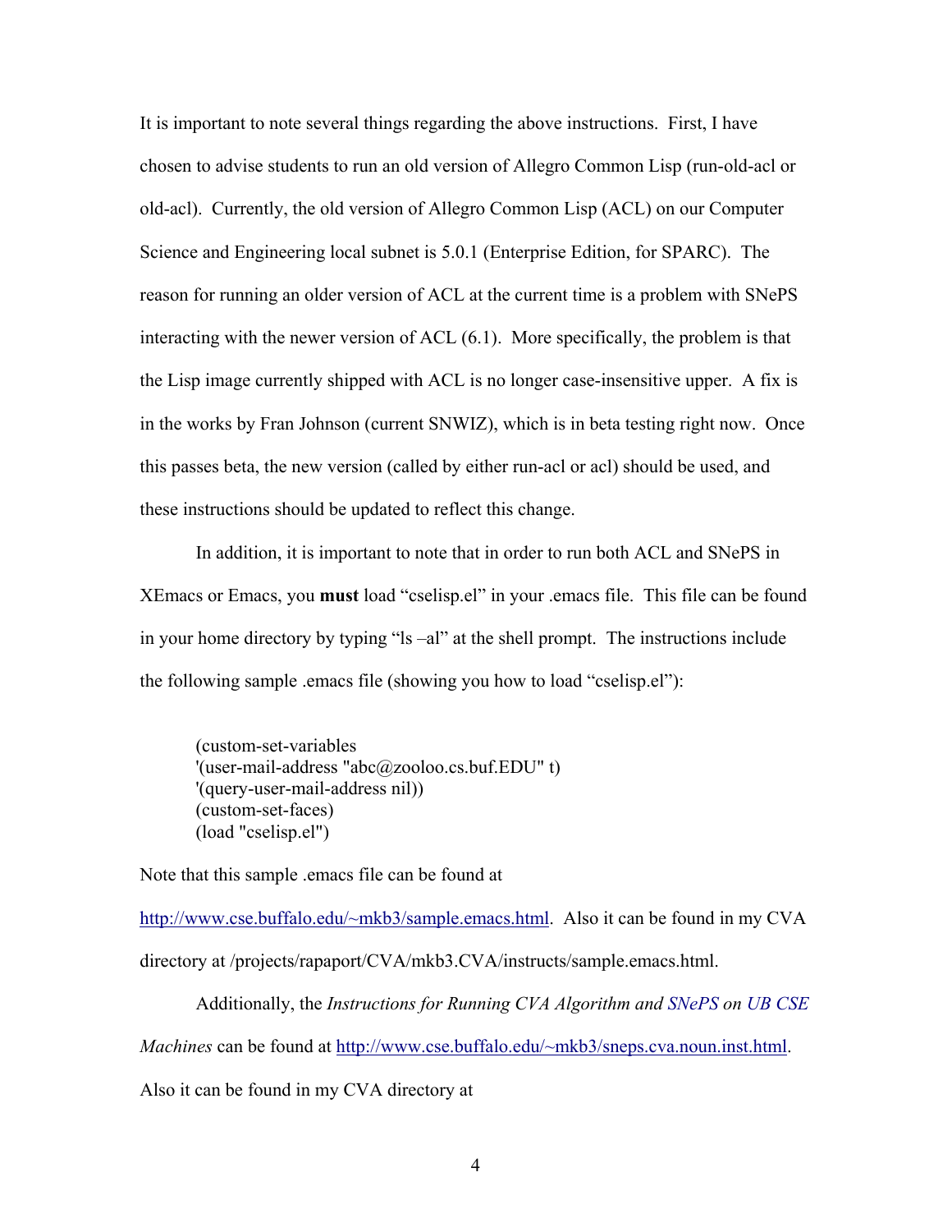It is important to note several things regarding the above instructions. First, I have chosen to advise students to run an old version of Allegro Common Lisp (run-old-acl or old-acl). Currently, the old version of Allegro Common Lisp (ACL) on our Computer Science and Engineering local subnet is 5.0.1 (Enterprise Edition, for SPARC). The reason for running an older version of ACL at the current time is a problem with SNePS interacting with the newer version of ACL (6.1). More specifically, the problem is that the Lisp image currently shipped with ACL is no longer case-insensitive upper. A fix is in the works by Fran Johnson (current SNWIZ), which is in beta testing right now. Once this passes beta, the new version (called by either run-acl or acl) should be used, and these instructions should be updated to reflect this change.

In addition, it is important to note that in order to run both ACL and SNePS in XEmacs or Emacs, you **must** load "cselisp.el" in your .emacs file. This file can be found in your home directory by typing "ls –al" at the shell prompt. The instructions include the following sample .emacs file (showing you how to load "cselisp.el"):

```
(custom-set-variables
'(user-mail-address "abc@zooloo.cs.buf.EDU" t)
'(query-user-mail-address nil))
(custom-set-faces)
(load "cselisp.el")
```

Note that this sample .emacs file can be found at http://www.cse.buffalo.edu/~mkb3/sample.emacs.html. Also it can be found in my CVA directory at /projects/rapaport/CVA/mkb3.CVA/instructs/sample.emacs.html.

Additionally, the *Instructions for Running CVA Algorithm and SNePS on UB CSE Machines* can be found at http://www.cse.buffalo.edu/~mkb3/sneps.cva.noun.inst.html. Also it can be found in my CVA directory at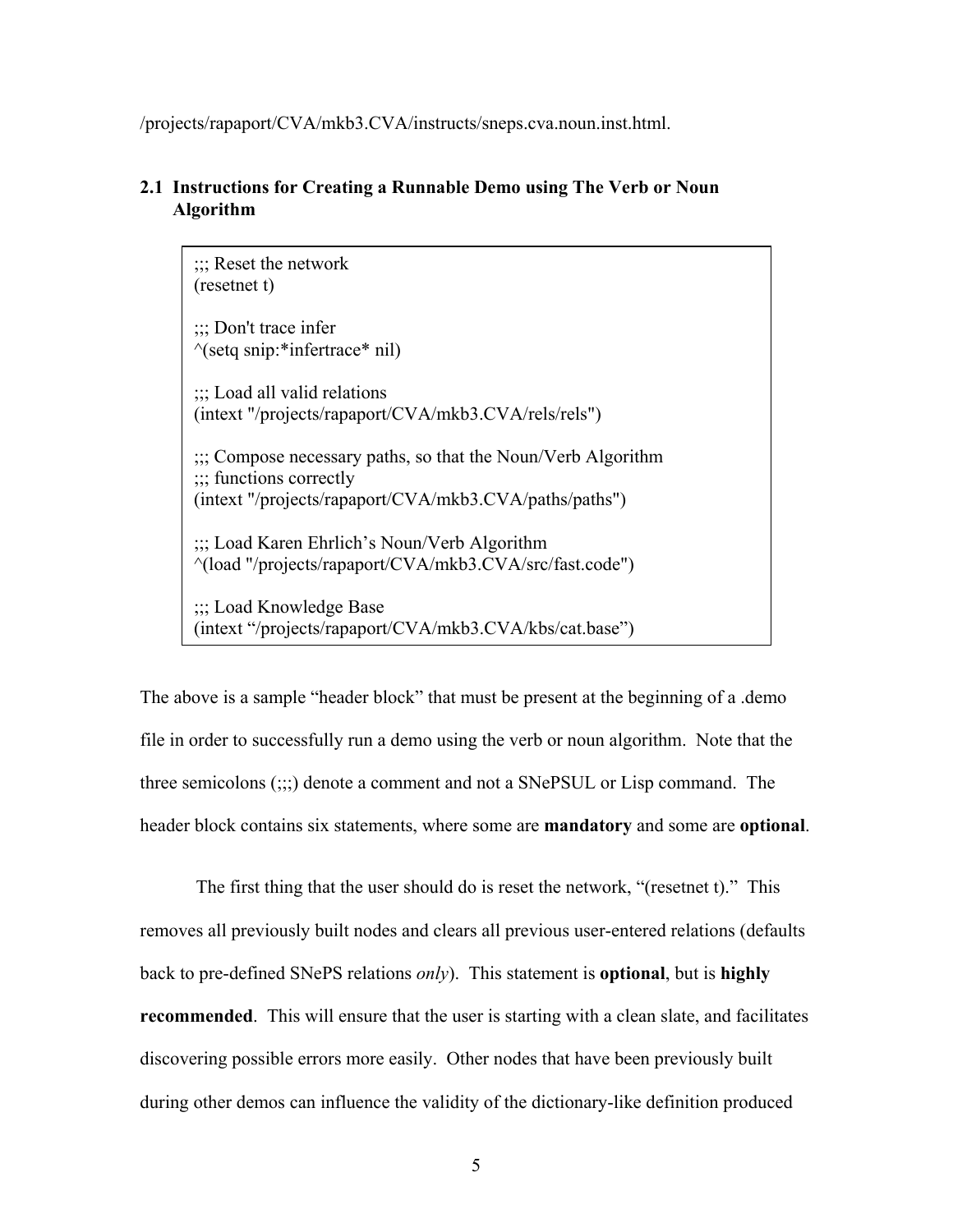/projects/rapaport/CVA/mkb3.CVA/instructs/sneps.cva.noun.inst.html.

### 2.1 Instructions for Creating a Runnable Demo using The Verb or Noun Algorithm

```
;;; Reset the network
(resetnet t)

;;; Don't trace infer
^(setq snip:*infertrace* nil)

;;; Load all valid relations
(intext "/projects/rapaport/CVA/mkb3.CVA/rels/rels")

;;; Compose necessary paths, so that the Noun/Verb Algorithm
;;; functions correctly
(intext "/projects/rapaport/CVA/mkb3.CVA/paths/paths")

;;; Load Karen Ehrlich's Noun/Verb Algorithm
^(load "/projects/rapaport/CVA/mkb3.CVA/src/fast.code")

;;; Load Knowledge Base
(intext "/projects/rapaport/CVA/mkb3.CVA/kbs/cat.base")
```

The above is a sample "header block" that must be present at the beginning of a .demo file in order to successfully run a demo using the verb or noun algorithm. Note that the three semicolons (;;;) denote a comment and not a SNePSUL or Lisp command. The header block contains six statements, where some are **mandatory** and some are **optional**.

The first thing that the user should do is reset the network, "(resetnet t)." This removes all previously built nodes and clears all previous user-entered relations (defaults back to pre-defined SNePS relations *only*). This statement is **optional**, but is **highly recommended**. This will ensure that the user is starting with a clean slate, and facilitates discovering possible errors more easily. Other nodes that have been previously built during other demos can influence the validity of the dictionary-like definition produced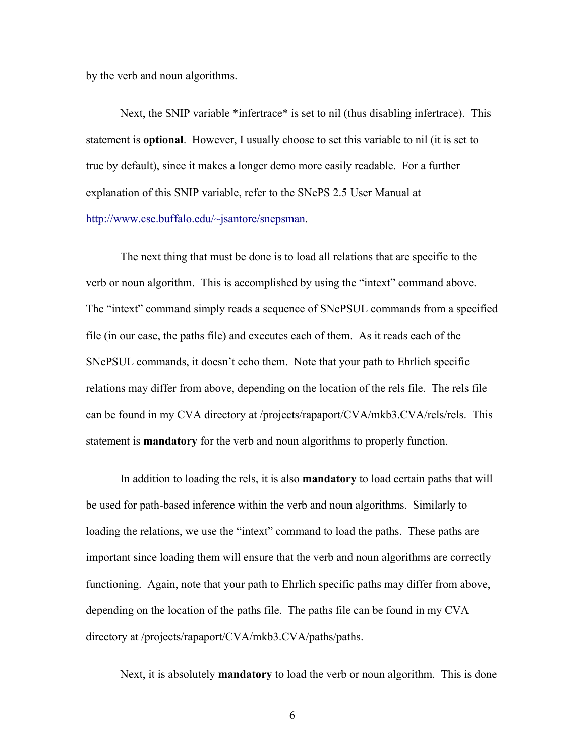by the verb and noun algorithms.

Next, the SNIP variable *infertrace* is set to nil (thus disabling infertrace). This statement is **optional**. However, I usually choose to set this variable to nil (it is set to true by default), since it makes a longer demo more easily readable. For a further explanation of this SNIP variable, refer to the SNePS 2.5 User Manual at http://www.cse.buffalo.edu/~jsantore/snepsman.

The next thing that must be done is to load all relations that are specific to the verb or noun algorithm. This is accomplished by using the "intext" command above. The "intext" command simply reads a sequence of SNePSUL commands from a specified file (in our case, the paths file) and executes each of them. As it reads each of the SNePSUL commands, it doesn't echo them. Note that your path to Ehrlich specific relations may differ from above, depending on the location of the rels file. The rels file can be found in my CVA directory at /projects/rapaport/CVA/mkb3.CVA/rels/rels. This statement is **mandatory** for the verb and noun algorithms to properly function.

In addition to loading the rels, it is also **mandatory** to load certain paths that will be used for path-based inference within the verb and noun algorithms. Similarly to loading the relations, we use the "intext" command to load the paths. These paths are important since loading them will ensure that the verb and noun algorithms are correctly functioning. Again, note that your path to Ehrlich specific paths may differ from above, depending on the location of the paths file. The paths file can be found in my CVA directory at /projects/rapaport/CVA/mkb3.CVA/paths/paths.

Next, it is absolutely **mandatory** to load the verb or noun algorithm. This is done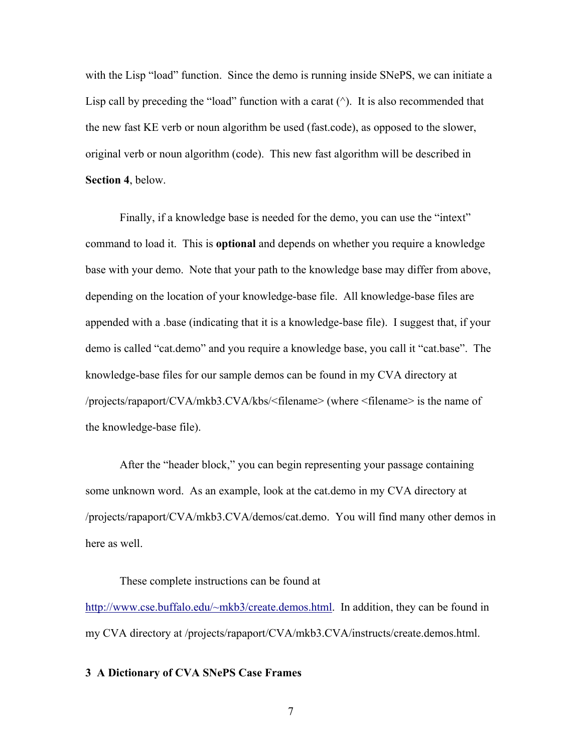with the Lisp "load" function. Since the demo is running inside SNePS, we can initiate a Lisp call by preceding the "load" function with a carat (^). It is also recommended that the new fast KE verb or noun algorithm be used (fast.code), as opposed to the slower, original verb or noun algorithm (code). This new fast algorithm will be described in **Section 4**, below.

Finally, if a knowledge base is needed for the demo, you can use the "intext" command to load it. This is **optional** and depends on whether you require a knowledge base with your demo. Note that your path to the knowledge base may differ from above, depending on the location of your knowledge-base file. All knowledge-base files are appended with a .base (indicating that it is a knowledge-base file). I suggest that, if your demo is called "cat.demo" and you require a knowledge base, you call it "cat.base". The knowledge-base files for our sample demos can be found in my CVA directory at /projects/rapaport/CVA/mkb3.CVA/kbs/<filename> (where <filename> is the name of the knowledge-base file).

After the "header block," you can begin representing your passage containing some unknown word. As an example, look at the cat.demo in my CVA directory at /projects/rapaport/CVA/mkb3.CVA/demos/cat.demo. You will find many other demos in here as well.

These complete instructions can be found at http://www.cse.buffalo.edu/~mkb3/create.demos.html. In addition, they can be found in my CVA directory at /projects/rapaport/CVA/mkb3.CVA/instructs/create.demos.html.

## 3 A Dictionary of CVA SNePS Case Frames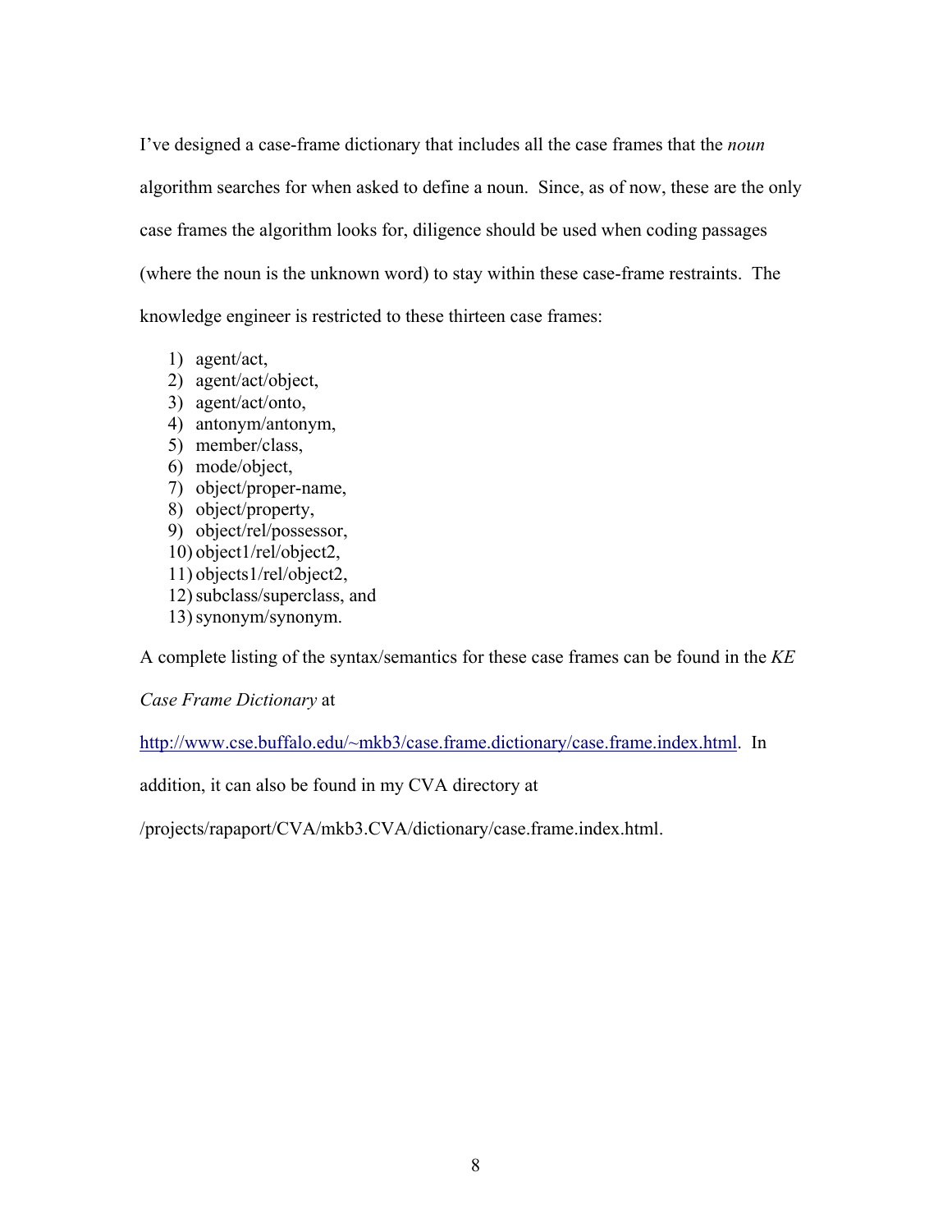I've designed a case-frame dictionary that includes all the case frames that the *noun* algorithm searches for when asked to define a noun. Since, as of now, these are the only case frames the algorithm looks for, diligence should be used when coding passages (where the noun is the unknown word) to stay within these case-frame restraints. The knowledge engineer is restricted to these thirteen case frames:

1) agent/act,
2) agent/act/object,
3) agent/act/onto,
4) antonym/antonym,
5) member/class,
6) mode/object,
7) object/proper-name,
8) object/property,
9) object/rel/possessor,
10) object1/rel/object2,
11) objects1/rel/object2,
12) subclass/superclass, and
13) synonym/synonym.

A complete listing of the syntax/semantics for these case frames can be found in the *KE Case Frame Dictionary* at [http://www.cse.buffalo.edu/~mkb3/case.frame.dictionary/case.frame.index.html](http://www.cse.buffalo.edu/~mkb3/case.frame.dictionary/case.frame.index.html). In addition, it can also be found in my CVA directory at /projects/rapaport/CVA/mkb3.CVA/dictionary/case.frame.index.html.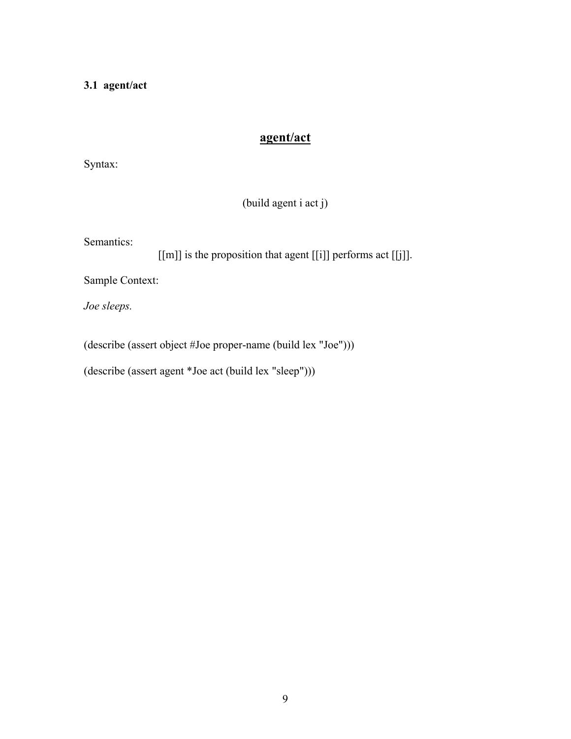### 3.1 agent/act

## agent/act

Syntax:

```
(build agent i act j)
```

Semantics:

[[m]] is the proposition that agent [[i]] performs act [[j]].

Sample Context:

*Joe sleeps.*

```
(describe (assert object #Joe proper-name (build lex "Joe")))

(describe (assert agent *Joe act (build lex "sleep")))
```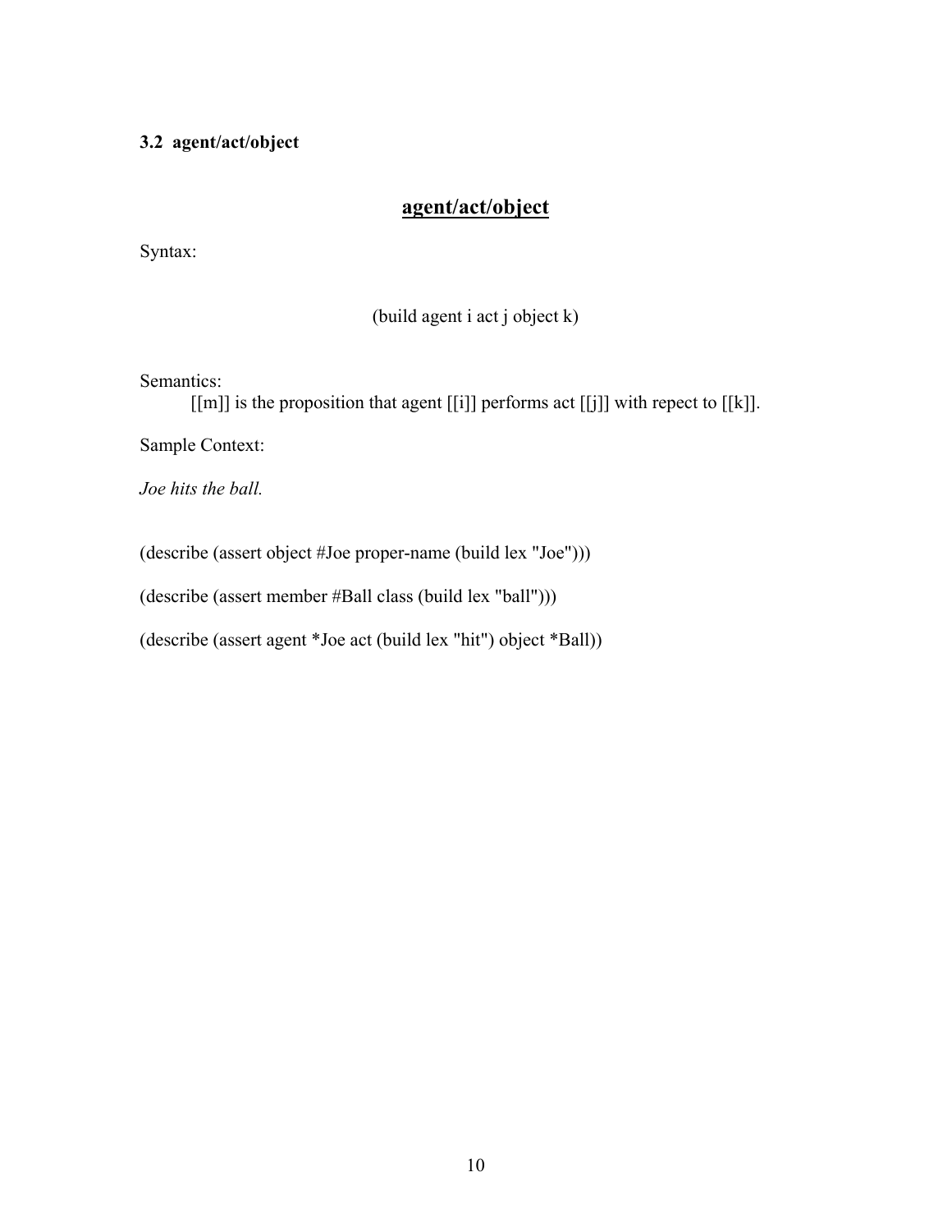### 3.2 agent/act/object

## <u>agent/act/object</u>

Syntax:

```
(build agent i act j object k)
```

Semantics:

[[m]] is the proposition that agent [[i]] performs act [[j]] with repect to [[k]].

Sample Context:

*Joe hits the ball.*

```
(describe (assert object #Joe proper-name (build lex "Joe")))

(describe (assert member #Ball class (build lex "ball")))

(describe (assert agent *Joe act (build lex "hit") object *Ball))
```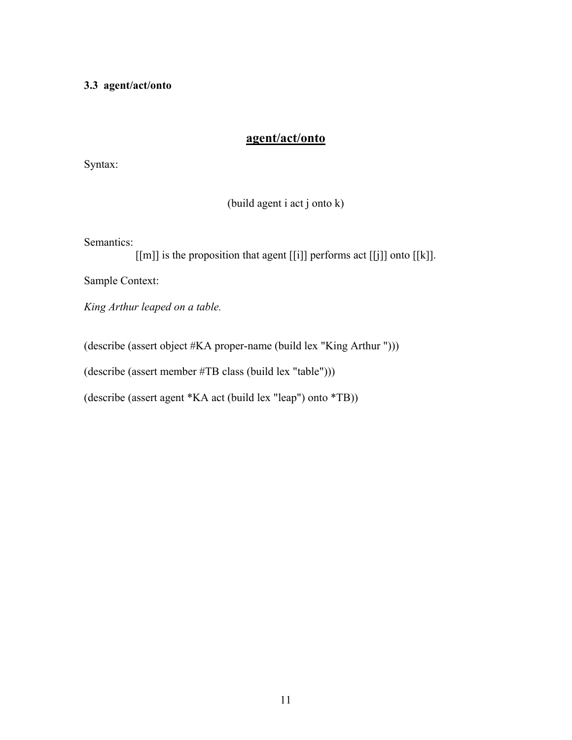### 3.3 agent/act/onto

## agent/act/onto

Syntax:

(build agent i act j onto k)

Semantics:

[[m]] is the proposition that agent [[i]] performs act [[j]] onto [[k]].

Sample Context:

*King Arthur leaped on a table.*

(describe (assert object #KA proper-name (build lex "King Arthur ")))

(describe (assert member #TB class (build lex "table")))

(describe (assert agent *KA act (build lex "leap") onto *TB))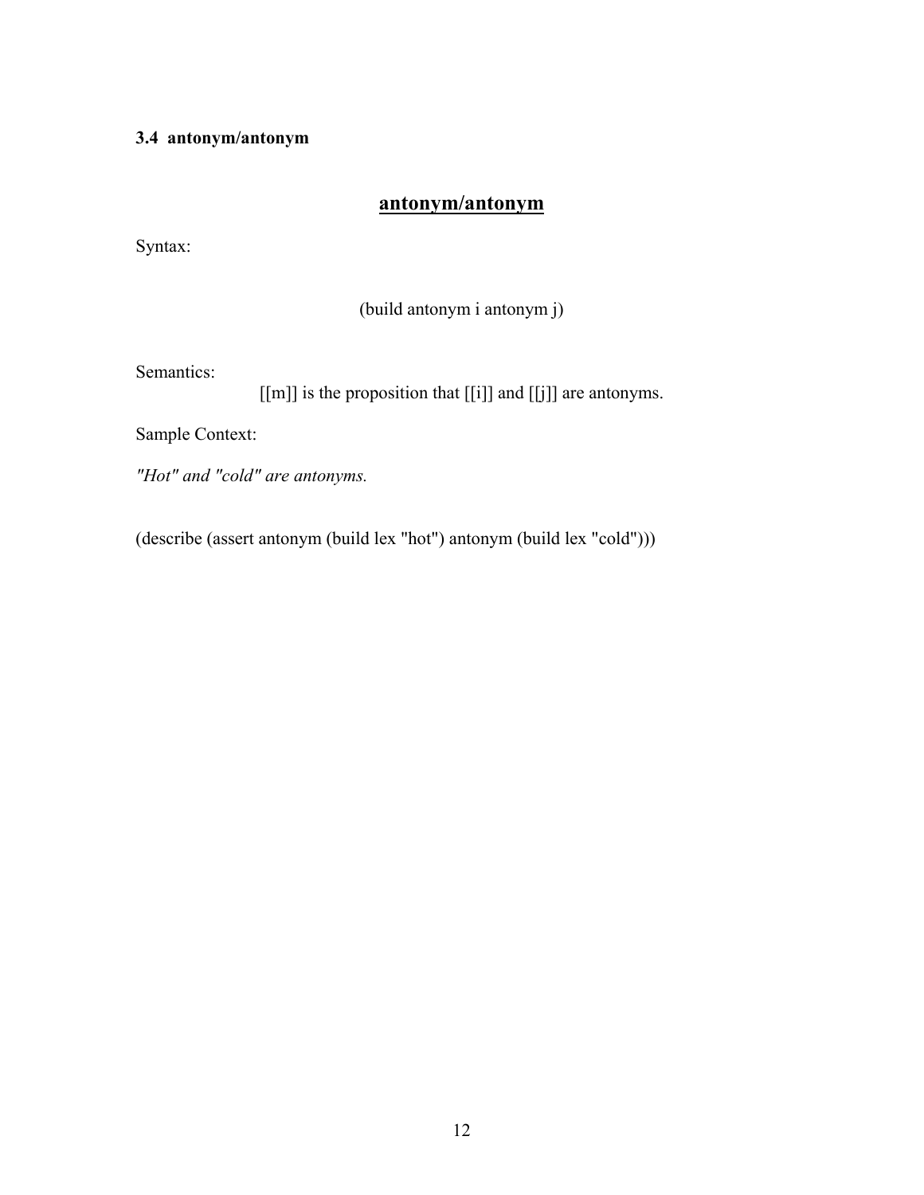### 3.4 antonym/antonym

## <u>antonym/antonym</u>

Syntax:

```
(build antonym i antonym j)
```

Semantics:

[[m]] is the proposition that [[i]] and [[j]] are antonyms.

Sample Context:

*"Hot" and "cold" are antonyms.*

```
(describe (assert antonym (build lex "hot") antonym (build lex "cold")))
```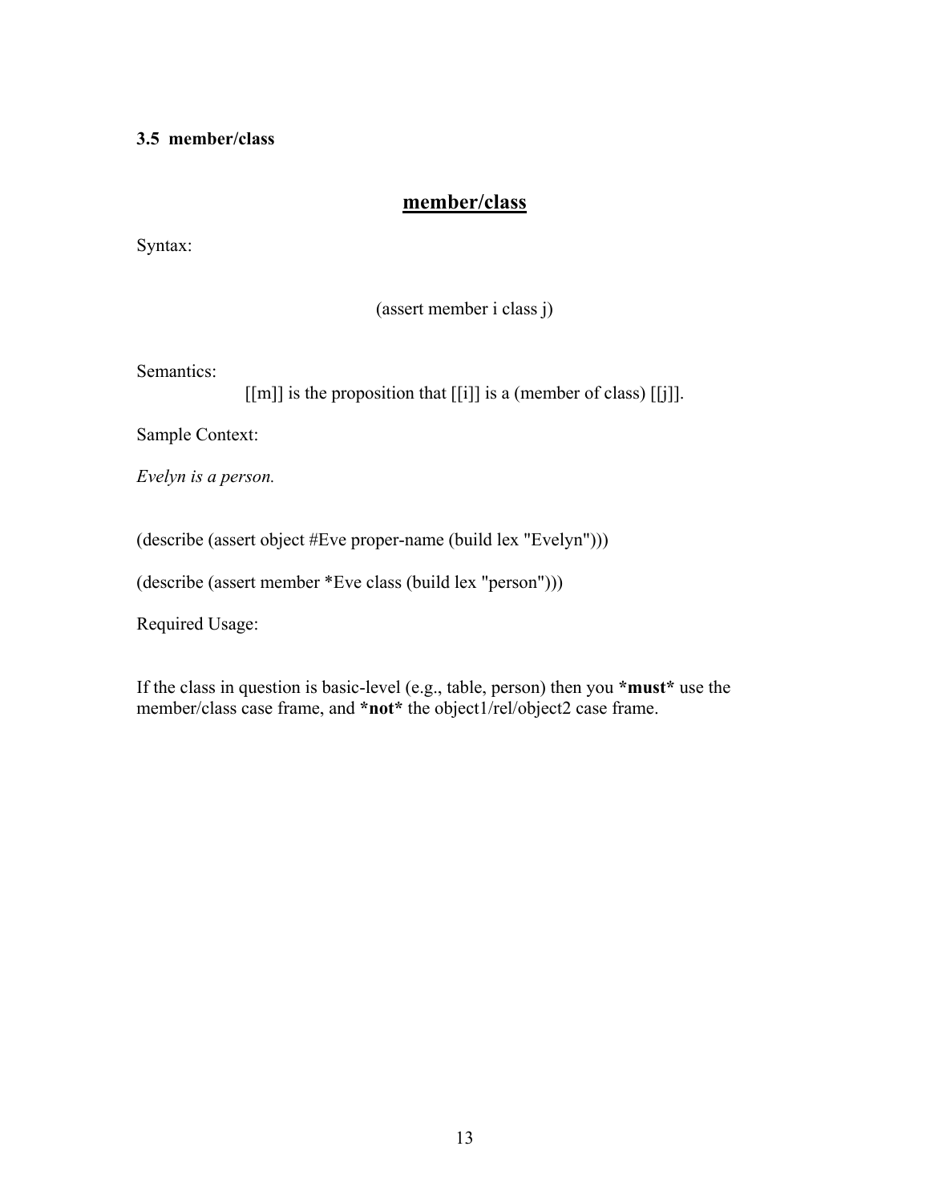### 3.5 member/class

## member/class

Syntax:

```
(assert member i class j)
```

Semantics:

[[m]] is the proposition that [[i]] is a (member of class) [[j]].

Sample Context:

*Evelyn is a person.*

```
(describe (assert object #Eve proper-name (build lex "Evelyn")))

(describe (assert member *Eve class (build lex "person")))
```

Required Usage:

If the class in question is basic-level (e.g., table, person) then you ***must*** use the member/class case frame, and ***not*** the object1/rel/object2 case frame.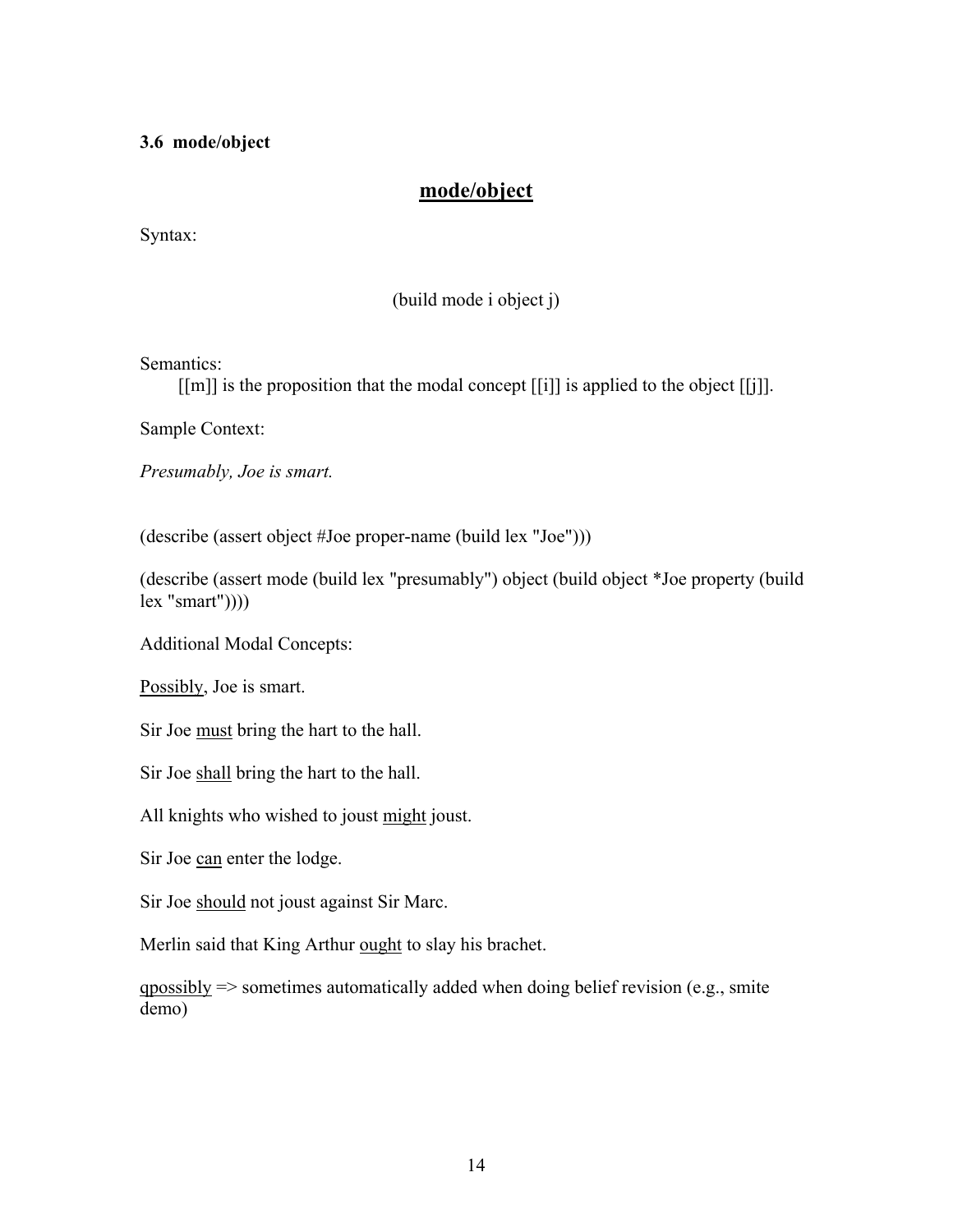### 3.6 mode/object

## <u>mode/object</u>

Syntax:

(build mode i object j)

Semantics:

[[m]] is the proposition that the modal concept [[i]] is applied to the object [[j]].

Sample Context:

*Presumably, Joe is smart.*

(describe (assert object #Joe proper-name (build lex "Joe")))

(describe (assert mode (build lex "presumably") object (build object *Joe property (build lex "smart"))))

Additional Modal Concepts:

<u>Possibly</u>, Joe is smart.

Sir Joe <u>must</u> bring the hart to the hall.

Sir Joe <u>shall</u> bring the hart to the hall.

All knights who wished to joust <u>might</u> joust.

Sir Joe <u>can</u> enter the lodge.

Sir Joe <u>should</u> not joust against Sir Marc.

Merlin said that King Arthur <u>ought</u> to slay his brachet.

<u>qpossibly</u> => sometimes automatically added when doing belief revision (e.g., smite demo)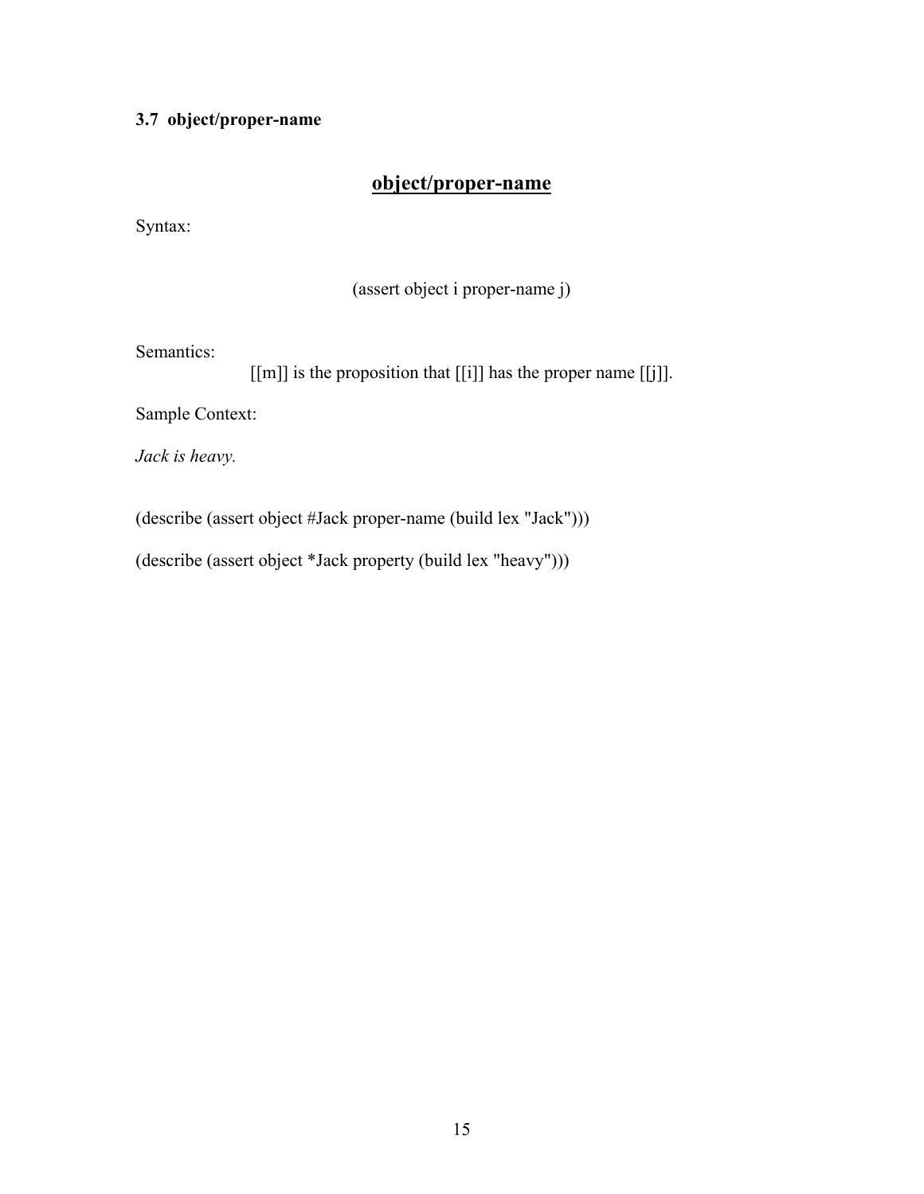### 3.7 object/proper-name

## object/proper-name

Syntax:

(assert object i proper-name j)

Semantics:

[[m]] is the proposition that [[i]] has the proper name [[j]].

Sample Context:

*Jack is heavy.*

```
(describe (assert object #Jack proper-name (build lex "Jack")))

(describe (assert object *Jack property (build lex "heavy")))
```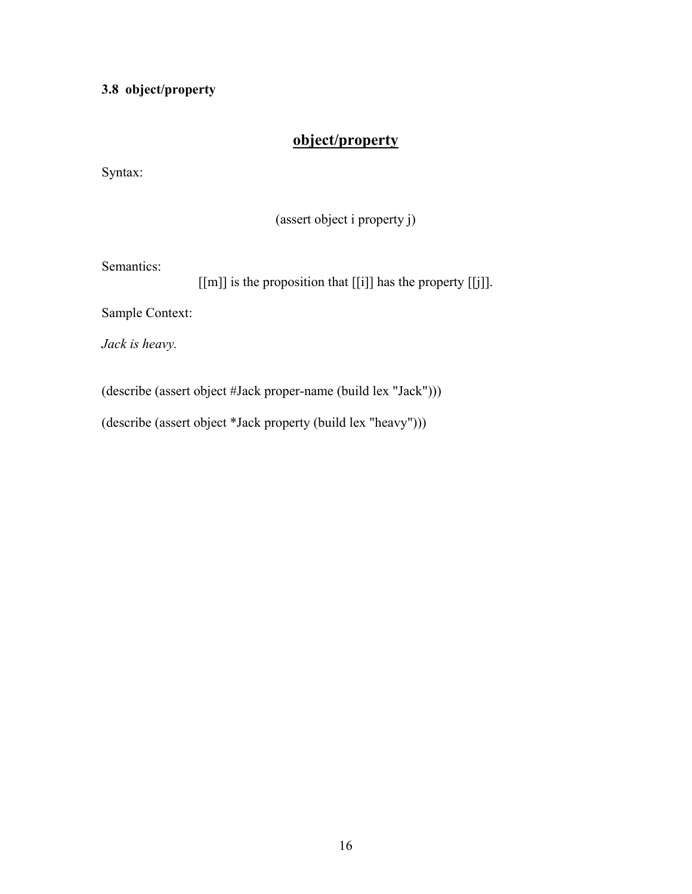### 3.8 object/property

## object/property

Syntax:

(assert object i property j)

Semantics:

[[m]] is the proposition that [[i]] has the property [[j]].

Sample Context:

*Jack is heavy.*

```
(describe (assert object #Jack proper-name (build lex "Jack")))

(describe (assert object *Jack property (build lex "heavy")))
```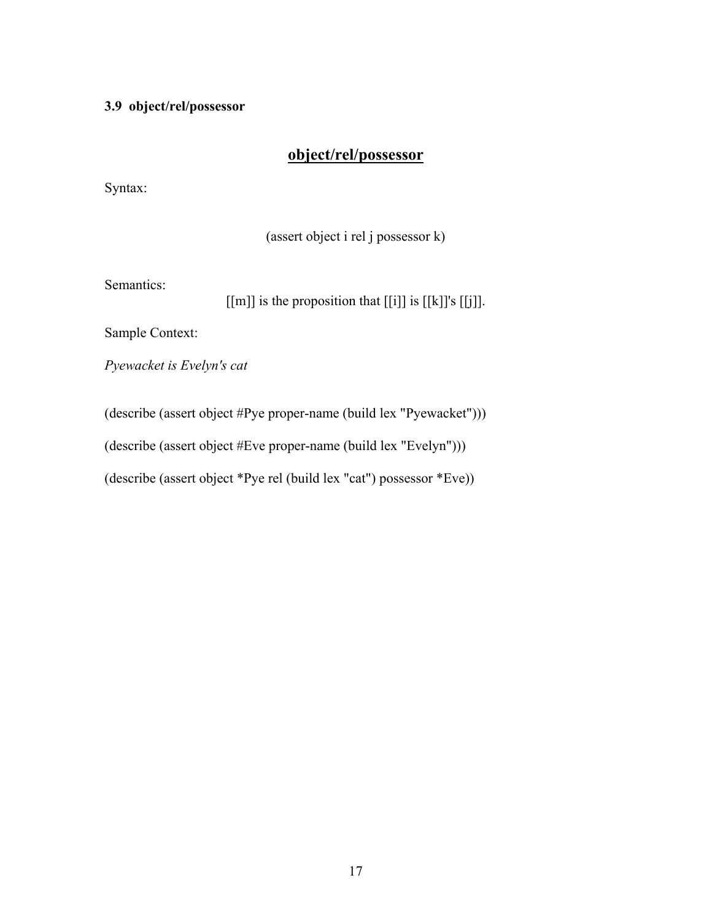### 3.9 object/rel/possessor

## object/rel/possessor

Syntax:

```
(assert object i rel j possessor k)
```

Semantics:

[[m]] is the proposition that [[i]] is [[k]]'s [[j]].

Sample Context:

*Pyewacket is Evelyn's cat*

```
(describe (assert object #Pye proper-name (build lex "Pyewacket")))

(describe (assert object #Eve proper-name (build lex "Evelyn")))

(describe (assert object *Pye rel (build lex "cat") possessor *Eve))
```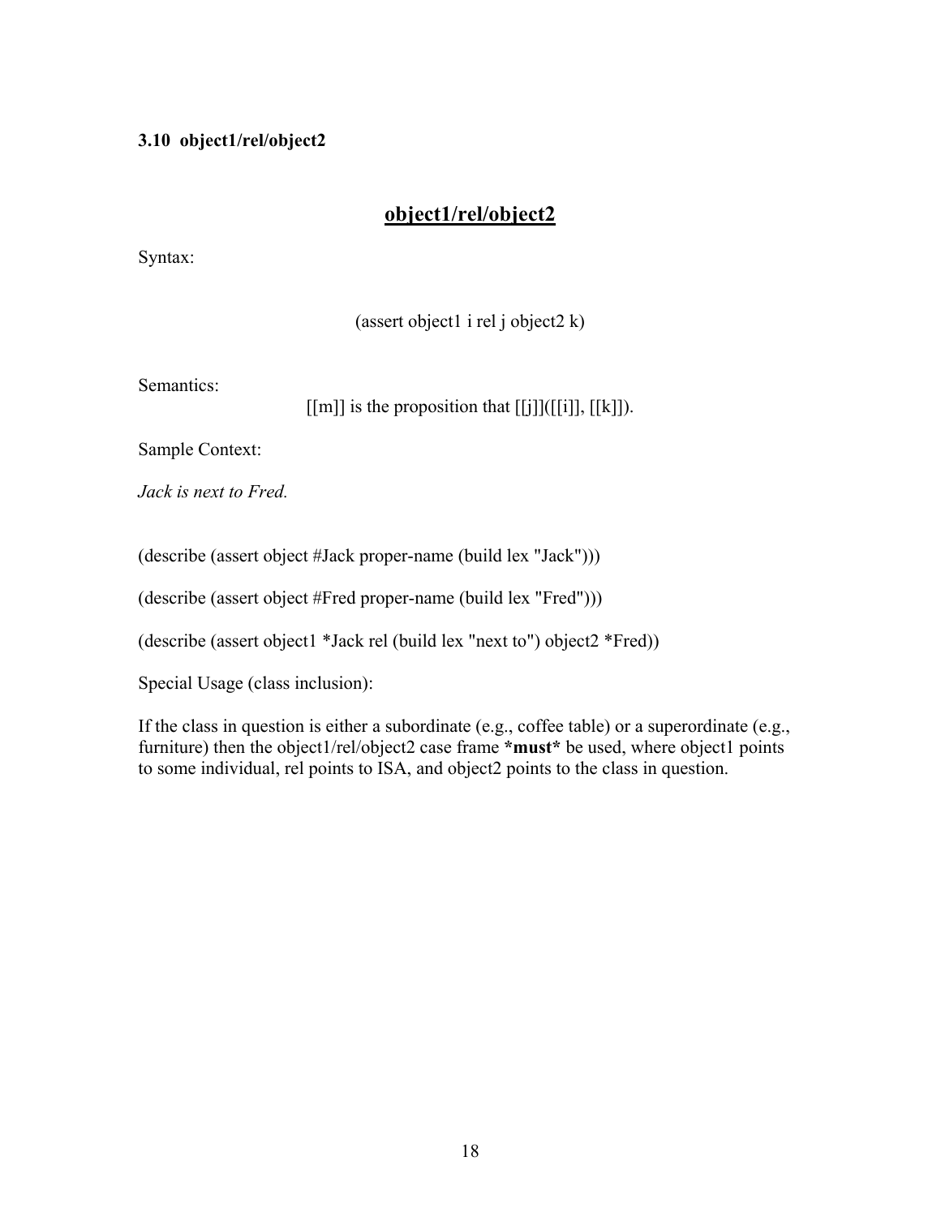### 3.10 object1/rel/object2

## object1/rel/object2

Syntax:

(assert object1 i rel j object2 k)

Semantics:

[[m]] is the proposition that [[j]]([[i]], [[k]]).

Sample Context:

*Jack is next to Fred.*

```
(describe (assert object #Jack proper-name (build lex "Jack")))

(describe (assert object #Fred proper-name (build lex "Fred")))

(describe (assert object1 *Jack rel (build lex "next to") object2 *Fred))
```

Special Usage (class inclusion):

If the class in question is either a subordinate (e.g., coffee table) or a superordinate (e.g., furniture) then the object1/rel/object2 case frame **\*must\*** be used, where object1 points to some individual, rel points to ISA, and object2 points to the class in question.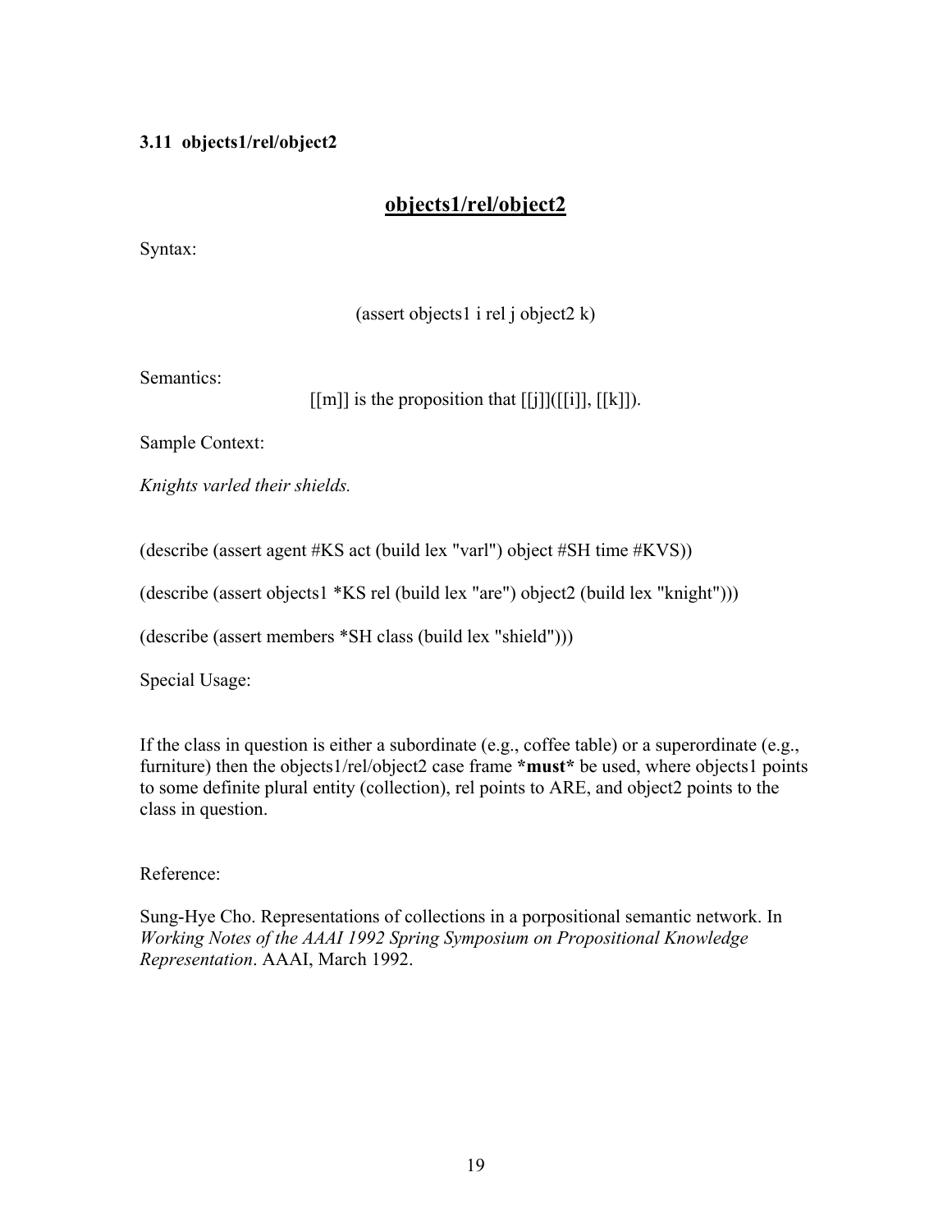### 3.11 objects1/rel/object2

## <u>objects1/rel/object2</u>

Syntax:

(assert objects1 i rel j object2 k)

Semantics:

[[m]] is the proposition that [[j]]([[i]], [[k]]).

Sample Context:

*Knights varled their shields.*

(describe (assert agent #KS act (build lex "varl") object #SH time #KVS))

(describe (assert objects1 *KS rel (build lex "are") object2 (build lex "knight")))

(describe (assert members *SH class (build lex "shield")))

Special Usage:

If the class in question is either a subordinate (e.g., coffee table) or a superordinate (e.g., furniture) then the objects1/rel/object2 case frame ***must*** be used, where objects1 points to some definite plural entity (collection), rel points to ARE, and object2 points to the class in question.

Reference:

Sung-Hye Cho. Representations of collections in a porpositional semantic network. In *Working Notes of the AAAI 1992 Spring Symposium on Propositional Knowledge Representation*. AAAI, March 1992.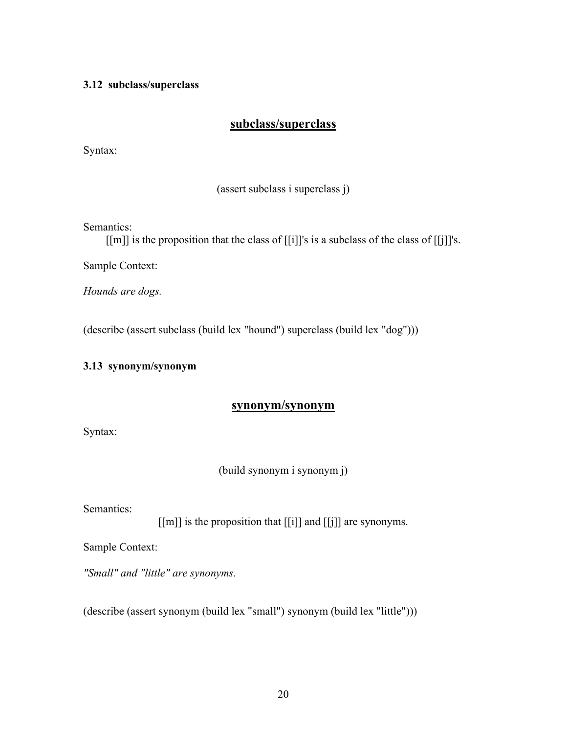### 3.12 subclass/superclass

## subclass/superclass

Syntax:

```
(assert subclass i superclass j)
```

Semantics:

[[m]] is the proposition that the class of [[i]]'s is a subclass of the class of [[j]]'s.

Sample Context:

*Hounds are dogs.*

```
(describe (assert subclass (build lex "hound") superclass (build lex "dog")))
```

### 3.13 synonym/synonym

## synonym/synonym

Syntax:

```
(build synonym i synonym j)
```

Semantics:

[[m]] is the proposition that [[i]] and [[j]] are synonyms.

Sample Context:

*"Small" and "little" are synonyms.*

```
(describe (assert synonym (build lex "small") synonym (build lex "little")))
```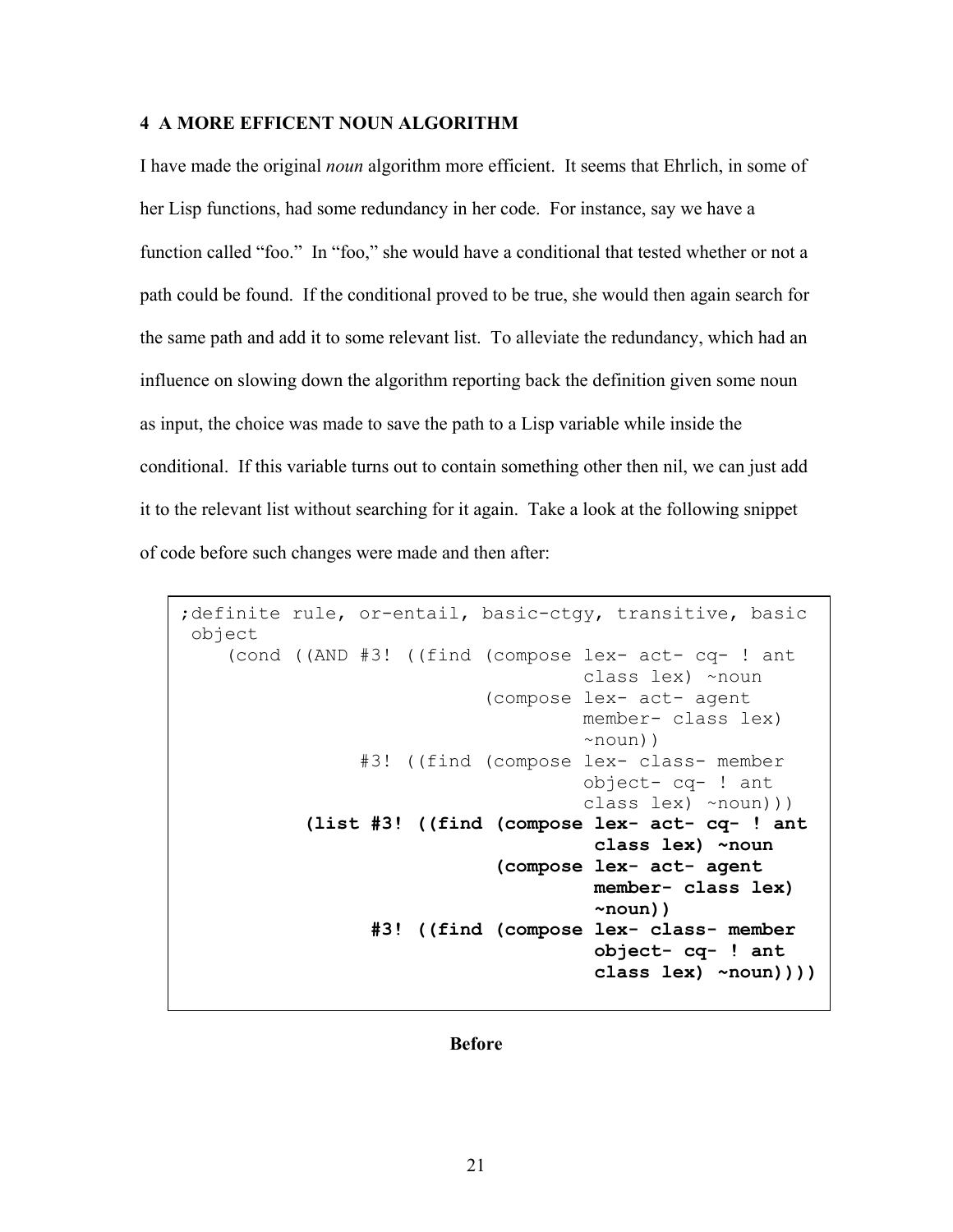## 4 A MORE EFFICENT NOUN ALGORITHM

I have made the original *noun* algorithm more efficient. It seems that Ehrlich, in some of her Lisp functions, had some redundancy in her code. For instance, say we have a function called "foo." In "foo," she would have a conditional that tested whether or not a path could be found. If the conditional proved to be true, she would then again search for the same path and add it to some relevant list. To alleviate the redundancy, which had an influence on slowing down the algorithm reporting back the definition given some noun as input, the choice was made to save the path to a Lisp variable while inside the conditional. If this variable turns out to contain something other then nil, we can just add it to the relevant list without searching for it again. Take a look at the following snippet of code before such changes were made and then after:

```
;definite rule, or-entail, basic-ctgy, transitive, basic
 object
    (cond ((AND #3! ((find (compose lex- act- cq- ! ant
                                    class lex) ~noun
                           (compose lex- act- agent
                                    member- class lex)
                                    ~noun))
                #3! ((find (compose lex- class- member
                                    object- cq- ! ant
                                    class lex) ~noun)))
           (list #3! ((find (compose lex- act- cq- ! ant
                                     class lex) ~noun
                            (compose lex- act- agent
                                     member- class lex)
                                     ~noun))
                 #3! ((find (compose lex- class- member
                                     object- cq- ! ant
                                     class lex) ~noun))))
```

**Before**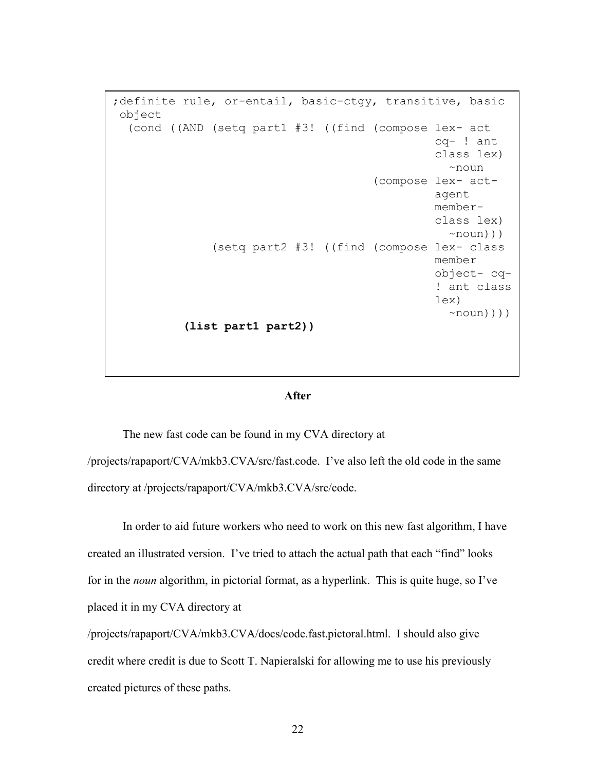```
;definite rule, or-entail, basic-ctgy, transitive, basic
 object
  (cond ((AND (setq part1 #3! ((find (compose lex- act
                                              cq- ! ant
                                              class lex)
                                                ~noun
                                      (compose lex- act-
                                              agent
                                              member-
                                              class lex)
                                                ~noun)))
               (setq part2 #3! ((find (compose lex- class
                                              member
                                              object- cq-
                                              ! ant class
                                              lex)
                                                ~noun))))
          (list part1 part2))
```

**After**

The new fast code can be found in my CVA directory at /projects/rapaport/CVA/mkb3.CVA/src/fast.code. I've also left the old code in the same directory at /projects/rapaport/CVA/mkb3.CVA/src/code.

In order to aid future workers who need to work on this new fast algorithm, I have created an illustrated version. I've tried to attach the actual path that each "find" looks for in the *noun* algorithm, in pictorial format, as a hyperlink. This is quite huge, so I've placed it in my CVA directory at /projects/rapaport/CVA/mkb3.CVA/docs/code.fast.pictoral.html. I should also give credit where credit is due to Scott T. Napieralski for allowing me to use his previously created pictures of these paths.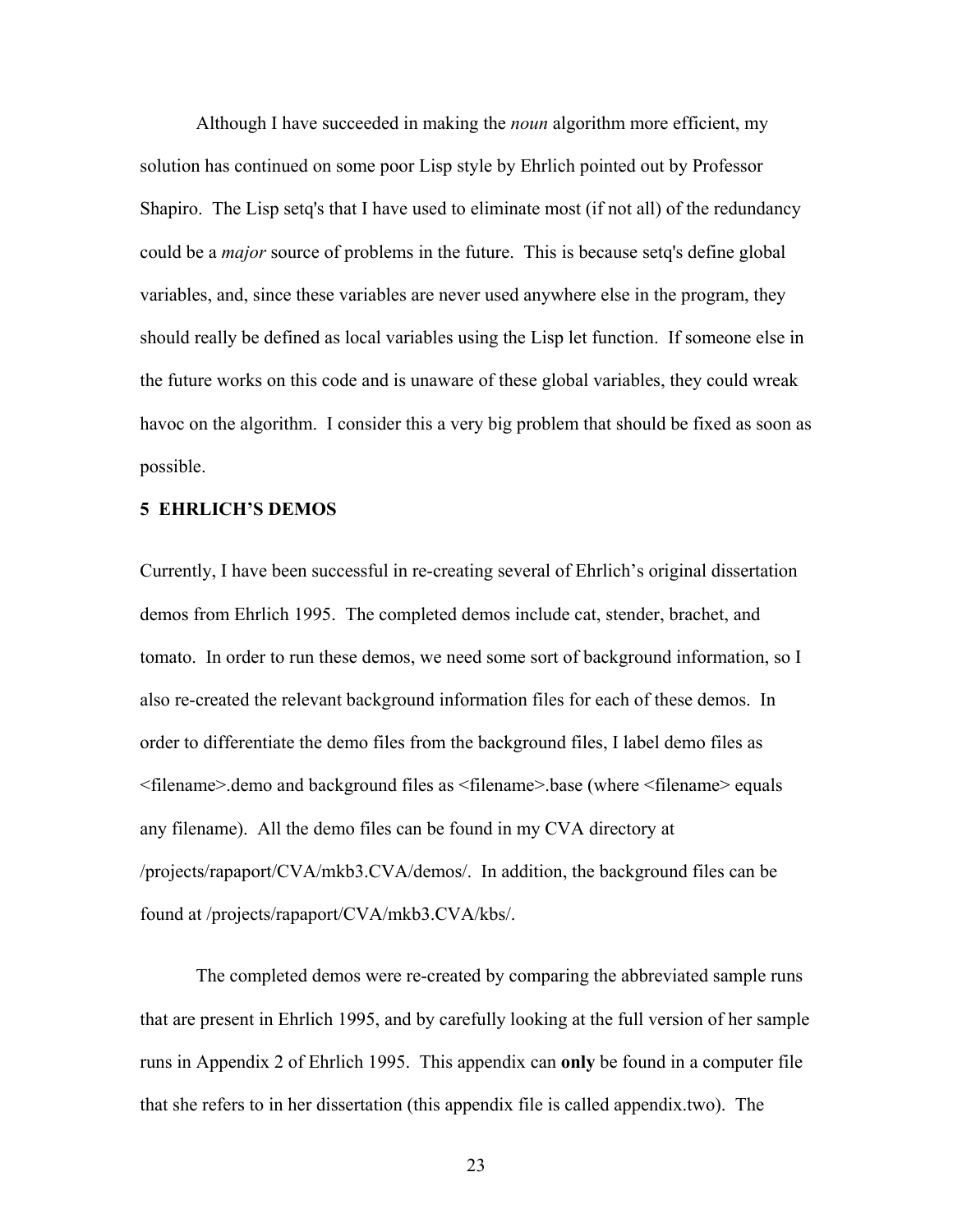Although I have succeeded in making the *noun* algorithm more efficient, my solution has continued on some poor Lisp style by Ehrlich pointed out by Professor Shapiro. The Lisp setq's that I have used to eliminate most (if not all) of the redundancy could be a *major* source of problems in the future. This is because setq's define global variables, and, since these variables are never used anywhere else in the program, they should really be defined as local variables using the Lisp let function. If someone else in the future works on this code and is unaware of these global variables, they could wreak havoc on the algorithm. I consider this a very big problem that should be fixed as soon as possible.

## 5 EHRLICH'S DEMOS

Currently, I have been successful in re-creating several of Ehrlich's original dissertation demos from Ehrlich 1995. The completed demos include cat, stender, brachet, and tomato. In order to run these demos, we need some sort of background information, so I also re-created the relevant background information files for each of these demos. In order to differentiate the demo files from the background files, I label demo files as <filename>.demo and background files as <filename>.base (where <filename> equals any filename). All the demo files can be found in my CVA directory at /projects/rapaport/CVA/mkb3.CVA/demos/. In addition, the background files can be found at /projects/rapaport/CVA/mkb3.CVA/kbs/.

The completed demos were re-created by comparing the abbreviated sample runs that are present in Ehrlich 1995, and by carefully looking at the full version of her sample runs in Appendix 2 of Ehrlich 1995. This appendix can **only** be found in a computer file that she refers to in her dissertation (this appendix file is called appendix.two). The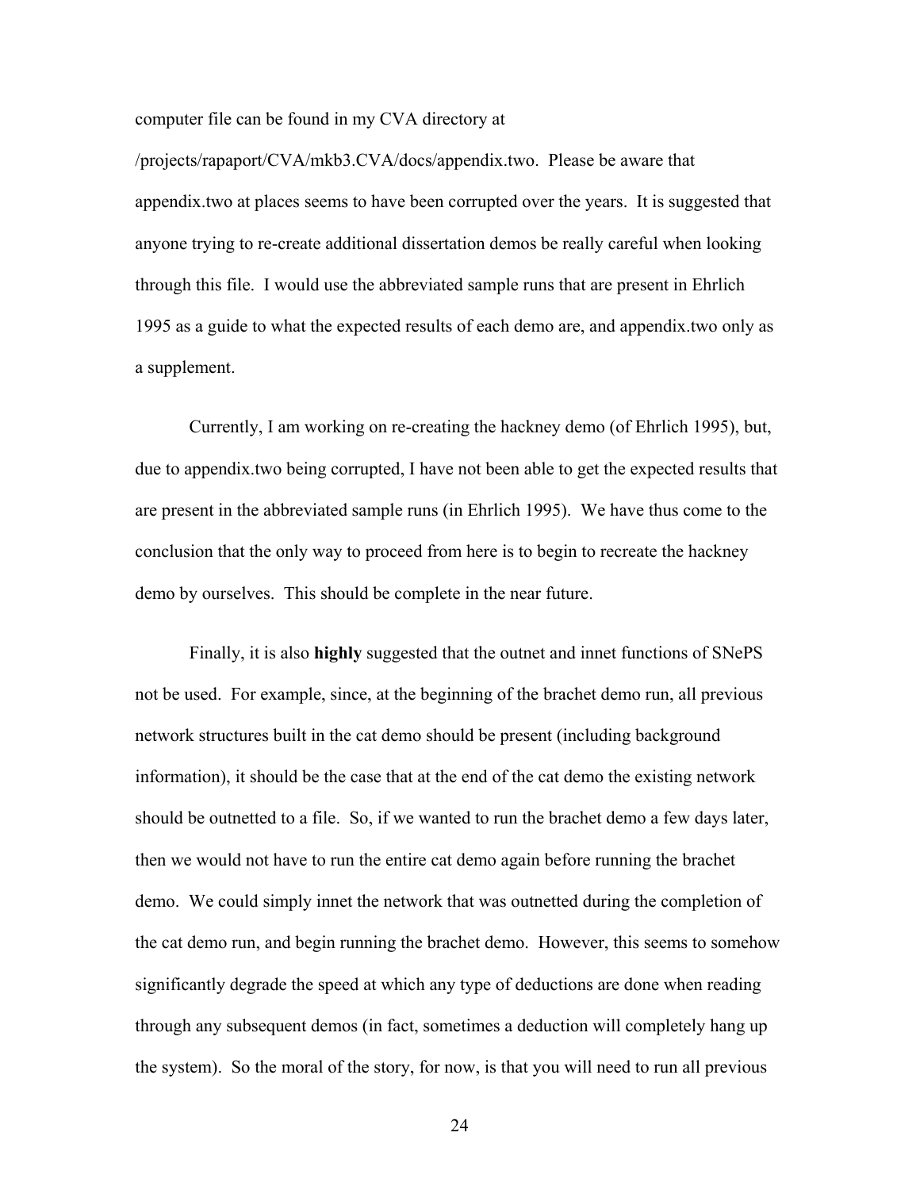computer file can be found in my CVA directory at

/projects/rapaport/CVA/mkb3.CVA/docs/appendix.two. Please be aware that appendix.two at places seems to have been corrupted over the years. It is suggested that anyone trying to re-create additional dissertation demos be really careful when looking through this file. I would use the abbreviated sample runs that are present in Ehrlich 1995 as a guide to what the expected results of each demo are, and appendix.two only as a supplement.

Currently, I am working on re-creating the hackney demo (of Ehrlich 1995), but, due to appendix.two being corrupted, I have not been able to get the expected results that are present in the abbreviated sample runs (in Ehrlich 1995). We have thus come to the conclusion that the only way to proceed from here is to begin to recreate the hackney demo by ourselves. This should be complete in the near future.

Finally, it is also **highly** suggested that the outnet and innet functions of SNePS not be used. For example, since, at the beginning of the brachet demo run, all previous network structures built in the cat demo should be present (including background information), it should be the case that at the end of the cat demo the existing network should be outnetted to a file. So, if we wanted to run the brachet demo a few days later, then we would not have to run the entire cat demo again before running the brachet demo. We could simply innet the network that was outnetted during the completion of the cat demo run, and begin running the brachet demo. However, this seems to somehow significantly degrade the speed at which any type of deductions are done when reading through any subsequent demos (in fact, sometimes a deduction will completely hang up the system). So the moral of the story, for now, is that you will need to run all previous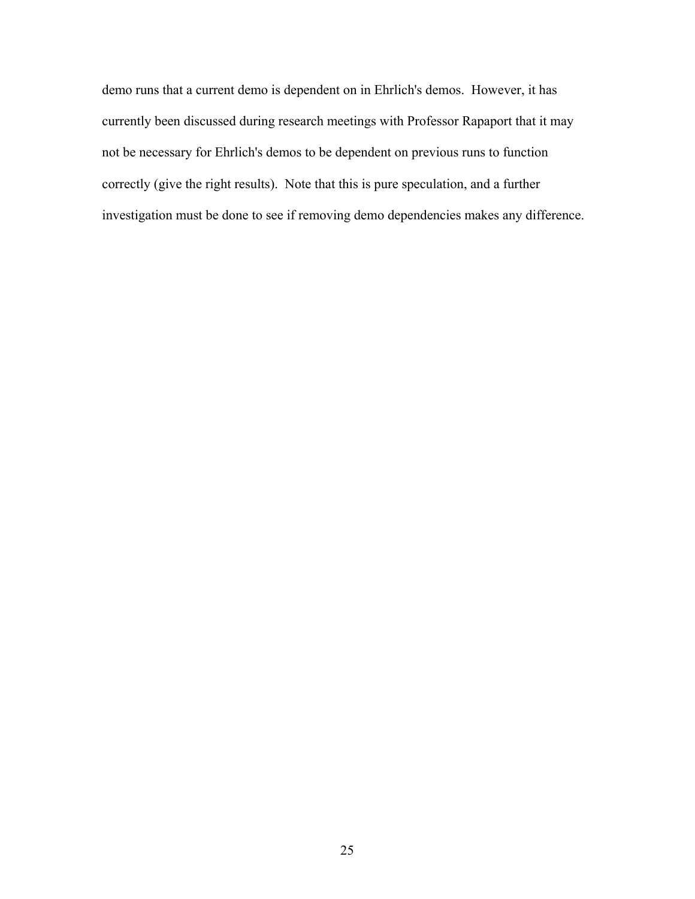demo runs that a current demo is dependent on in Ehrlich's demos. However, it has currently been discussed during research meetings with Professor Rapaport that it may not be necessary for Ehrlich's demos to be dependent on previous runs to function correctly (give the right results). Note that this is pure speculation, and a further investigation must be done to see if removing demo dependencies makes any difference.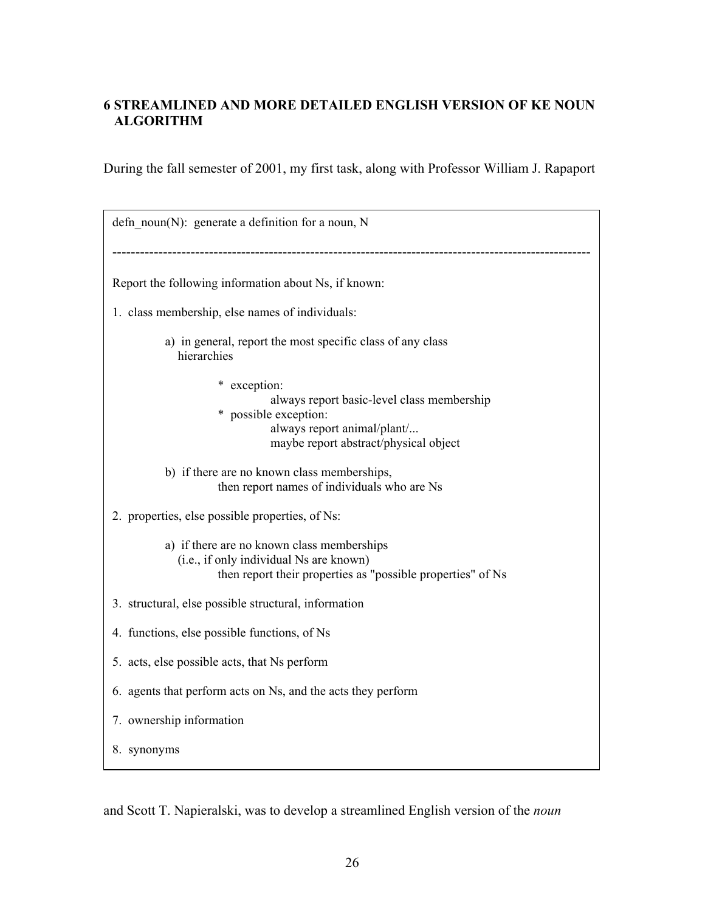## 6 STREAMLINED AND MORE DETAILED ENGLISH VERSION OF KE NOUN ALGORITHM

During the fall semester of 2001, my first task, along with Professor William J. Rapaport

```
defn_noun(N):  generate a definition for a noun, N

-----------------------------------------------------------------------------------------------------

Report the following information about Ns, if known:

1.  class membership, else names of individuals:

          a)  in general, report the most specific class of any class
              hierarchies

                    *  exception:
                              always report basic-level class membership
                    *  possible exception:
                              always report animal/plant/...
                              maybe report abstract/physical object

          b)  if there are no known class memberships,
                    then report names of individuals who are Ns

2.  properties, else possible properties, of Ns:

          a)  if there are no known class memberships
              (i.e., if only individual Ns are known)
                    then report their properties as "possible properties" of Ns

3.  structural, else possible structural, information

4.  functions, else possible functions, of Ns

5.  acts, else possible acts, that Ns perform

6.  agents that perform acts on Ns, and the acts they perform

7.  ownership information

8.  synonyms
```

and Scott T. Napieralski, was to develop a streamlined English version of the *noun*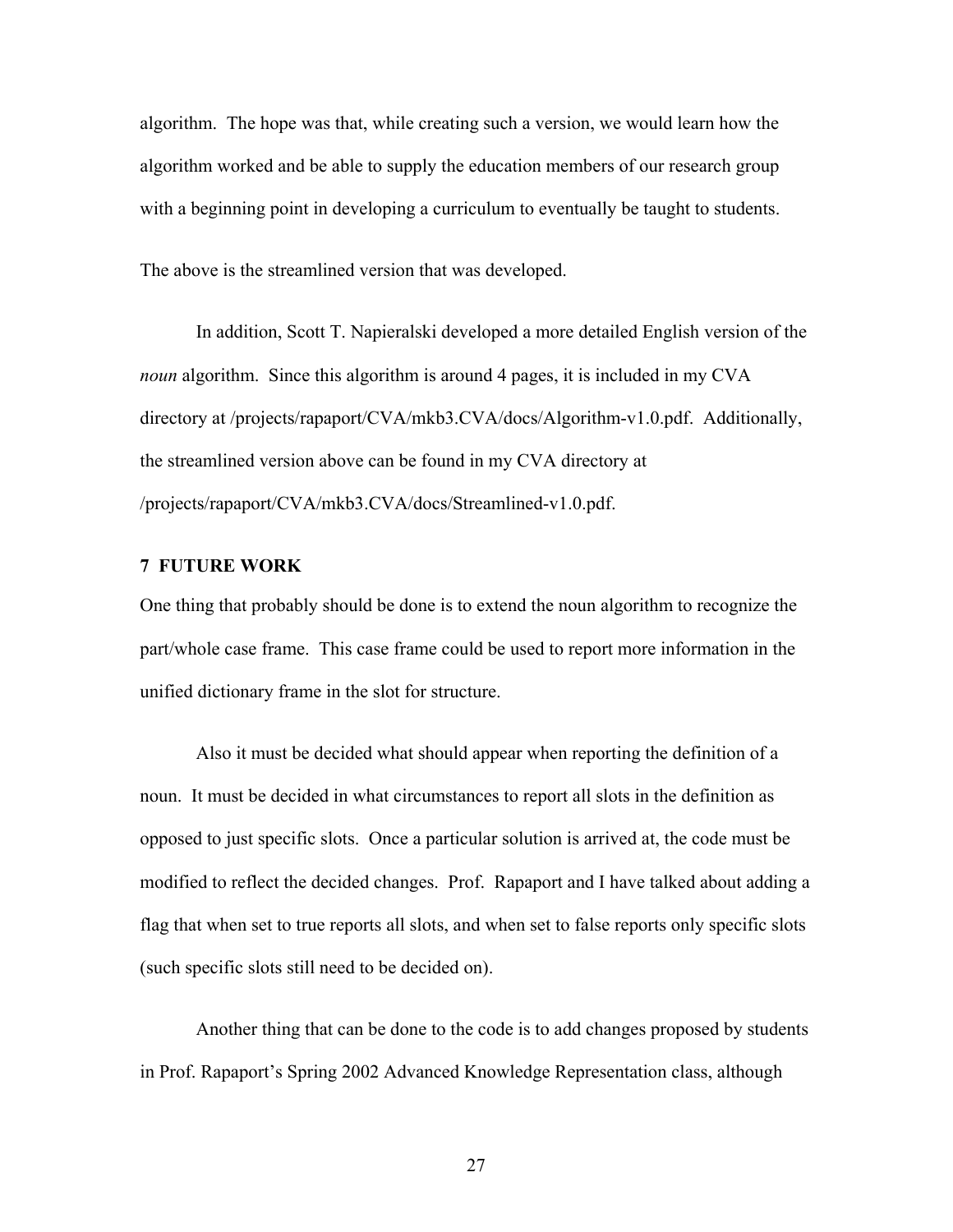algorithm. The hope was that, while creating such a version, we would learn how the algorithm worked and be able to supply the education members of our research group with a beginning point in developing a curriculum to eventually be taught to students.

The above is the streamlined version that was developed.

In addition, Scott T. Napieralski developed a more detailed English version of the *noun* algorithm. Since this algorithm is around 4 pages, it is included in my CVA directory at /projects/rapaport/CVA/mkb3.CVA/docs/Algorithm-v1.0.pdf. Additionally, the streamlined version above can be found in my CVA directory at /projects/rapaport/CVA/mkb3.CVA/docs/Streamlined-v1.0.pdf.

## 7 FUTURE WORK

One thing that probably should be done is to extend the noun algorithm to recognize the part/whole case frame. This case frame could be used to report more information in the unified dictionary frame in the slot for structure.

Also it must be decided what should appear when reporting the definition of a noun. It must be decided in what circumstances to report all slots in the definition as opposed to just specific slots. Once a particular solution is arrived at, the code must be modified to reflect the decided changes. Prof. Rapaport and I have talked about adding a flag that when set to true reports all slots, and when set to false reports only specific slots (such specific slots still need to be decided on).

Another thing that can be done to the code is to add changes proposed by students in Prof. Rapaport's Spring 2002 Advanced Knowledge Representation class, although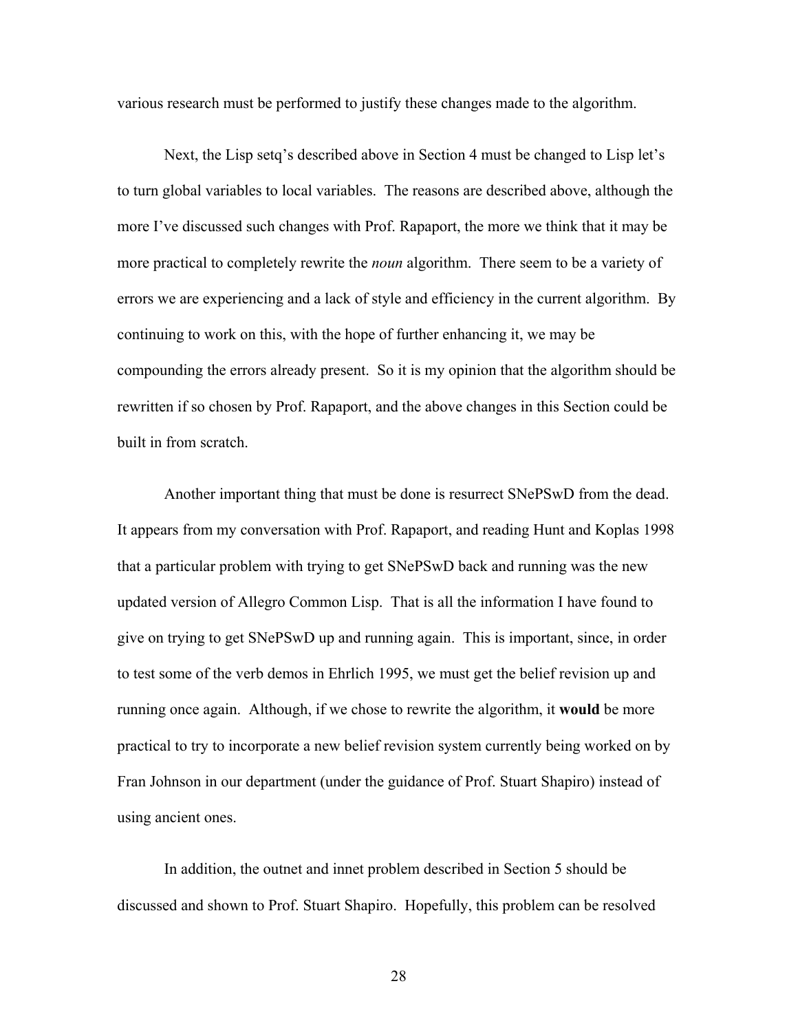various research must be performed to justify these changes made to the algorithm.

Next, the Lisp setq's described above in Section 4 must be changed to Lisp let's to turn global variables to local variables. The reasons are described above, although the more I've discussed such changes with Prof. Rapaport, the more we think that it may be more practical to completely rewrite the *noun* algorithm. There seem to be a variety of errors we are experiencing and a lack of style and efficiency in the current algorithm. By continuing to work on this, with the hope of further enhancing it, we may be compounding the errors already present. So it is my opinion that the algorithm should be rewritten if so chosen by Prof. Rapaport, and the above changes in this Section could be built in from scratch.

Another important thing that must be done is resurrect SNePSwD from the dead. It appears from my conversation with Prof. Rapaport, and reading Hunt and Koplas 1998 that a particular problem with trying to get SNePSwD back and running was the new updated version of Allegro Common Lisp. That is all the information I have found to give on trying to get SNePSwD up and running again. This is important, since, in order to test some of the verb demos in Ehrlich 1995, we must get the belief revision up and running once again. Although, if we chose to rewrite the algorithm, it **would** be more practical to try to incorporate a new belief revision system currently being worked on by Fran Johnson in our department (under the guidance of Prof. Stuart Shapiro) instead of using ancient ones.

In addition, the outnet and innet problem described in Section 5 should be discussed and shown to Prof. Stuart Shapiro. Hopefully, this problem can be resolved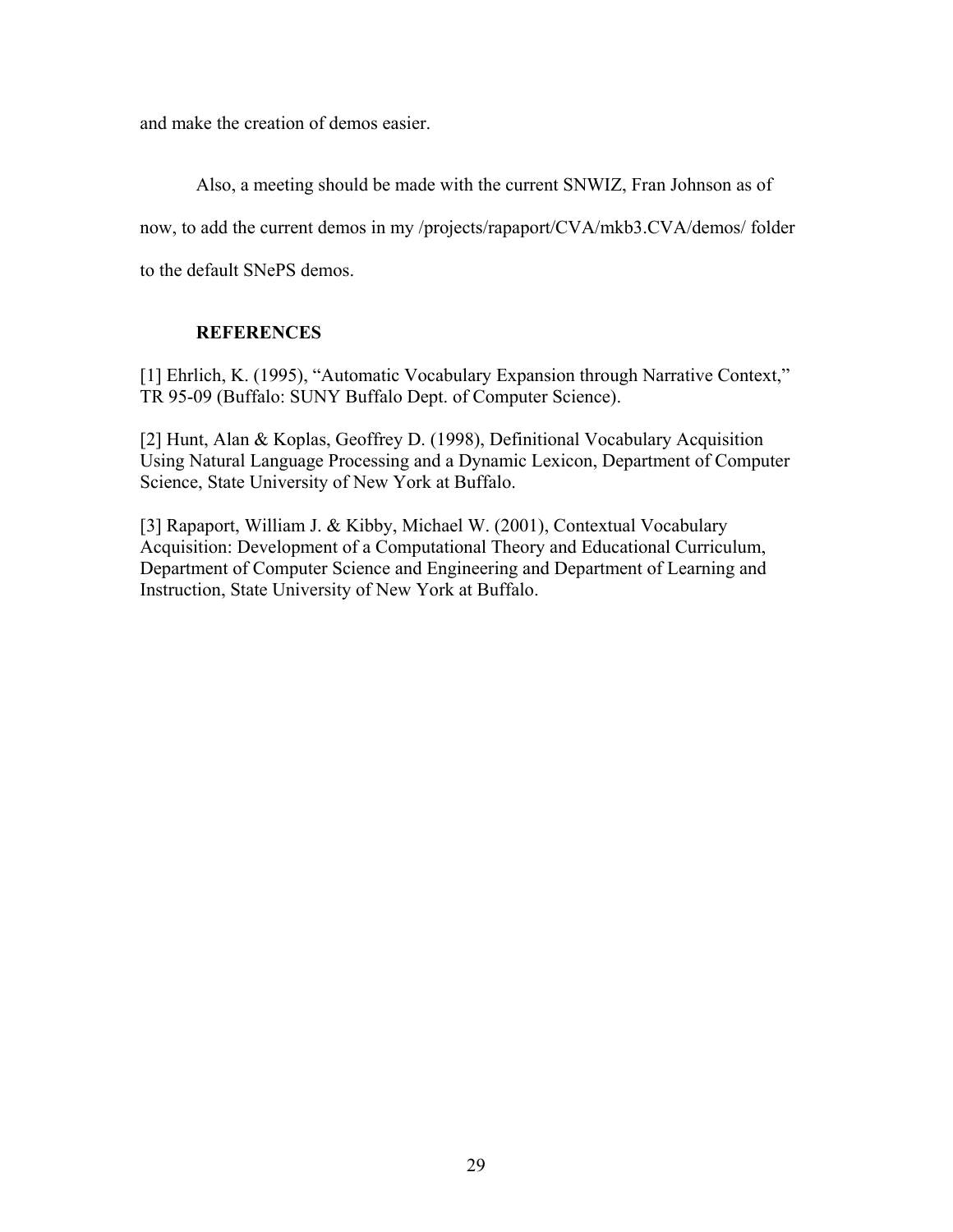and make the creation of demos easier.

Also, a meeting should be made with the current SNWIZ, Fran Johnson as of now, to add the current demos in my /projects/rapaport/CVA/mkb3.CVA/demos/ folder to the default SNePS demos.

## REFERENCES

[1] Ehrlich, K. (1995), "Automatic Vocabulary Expansion through Narrative Context," TR 95-09 (Buffalo: SUNY Buffalo Dept. of Computer Science).

[2] Hunt, Alan & Koplas, Geoffrey D. (1998), Definitional Vocabulary Acquisition Using Natural Language Processing and a Dynamic Lexicon, Department of Computer Science, State University of New York at Buffalo.

[3] Rapaport, William J. & Kibby, Michael W. (2001), Contextual Vocabulary Acquisition: Development of a Computational Theory and Educational Curriculum, Department of Computer Science and Engineering and Department of Learning and Instruction, State University of New York at Buffalo.